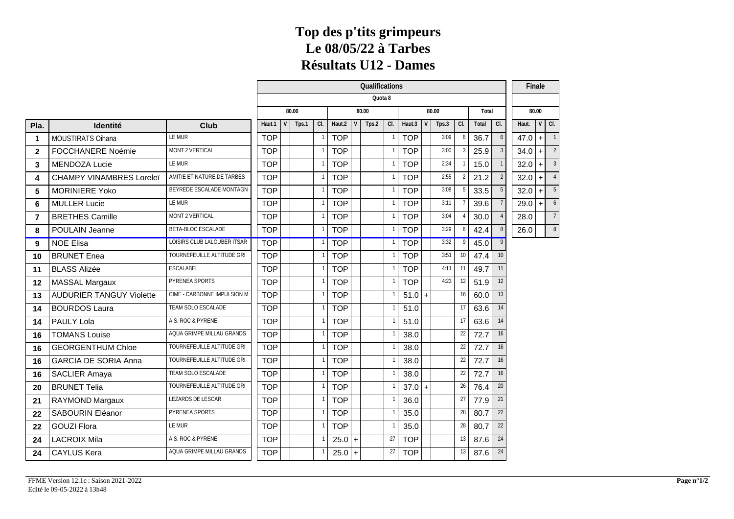# Top des p'tits grimpeurs
# Le 08/05/22 à Tarbes
# Résultats U12 - Dames

| | | | Qualifications | | | | | | | | | | | | | | | | Finale | | |
|---|---|---|---|---|---|---|---|---|---|---|---|---|---|---|---|---|---|---|---|---|---|
| | | | Quota 8 | | | | | | | | | | | | | | | | | | |
| | | | 80.00 | | | | 80.00 | | | | 80.00 | | | | Total | | | | 80.00 | | |
| **Pla.** | **Identité** | **Club** | Haut.1 | V | Tps.1 | Cl. | Haut.2 | V | Tps.2 | Cl. | Haut.3 | V | Tps.3 | Cl. | Total | Cl. | | | Haut. | V | Cl. |
| 1 | MOUSTIRATS Oihana | LE MUR | TOP | | | 1 | TOP | | | 1 | TOP | | 3:09 | 6 | 36.7 | 6 | | | 47.0 | + | 1 |
| 2 | FOCCHANERE Noémie | MONT 2 VERTICAL | TOP | | | 1 | TOP | | | 1 | TOP | | 3:00 | 3 | 25.9 | 3 | | | 34.0 | + | 2 |
| 3 | MENDOZA Lucie | LE MUR | TOP | | | 1 | TOP | | | 1 | TOP | | 2:34 | 1 | 15.0 | 1 | | | 32.0 | + | 3 |
| 4 | CHAMPY VINAMBRES Loreleï | AMITIE ET NATURE DE TARBES | TOP | | | 1 | TOP | | | 1 | TOP | | 2:55 | 2 | 21.2 | 2 | | | 32.0 | + | 4 |
| 5 | MORINIERE Yoko | BEYREDE ESCALADE MONTAGN | TOP | | | 1 | TOP | | | 1 | TOP | | 3:08 | 5 | 33.5 | 5 | | | 32.0 | + | 5 |
| 6 | MULLER Lucie | LE MUR | TOP | | | 1 | TOP | | | 1 | TOP | | 3:11 | 7 | 39.6 | 7 | | | 29.0 | + | 6 |
| 7 | BRETHES Camille | MONT 2 VERTICAL | TOP | | | 1 | TOP | | | 1 | TOP | | 3:04 | 4 | 30.0 | 4 | | | 28.0 | | 7 |
| 8 | POULAIN Jeanne | BETA-BLOC ESCALADE | TOP | | | 1 | TOP | | | 1 | TOP | | 3:29 | 8 | 42.4 | 8 | | | 26.0 | | 8 |
| 9 | NOE Elisa | LOISIRS CLUB LALOUBER ITSAR | TOP | | | 1 | TOP | | | 1 | TOP | | 3:32 | 9 | 45.0 | 9 | | | | | |
| 10 | BRUNET Enea | TOURNEFEUILLE ALTITUDE GRI | TOP | | | 1 | TOP | | | 1 | TOP | | 3:51 | 10 | 47.4 | 10 | | | | | |
| 11 | BLASS Alizée | ESCALABEL | TOP | | | 1 | TOP | | | 1 | TOP | | 4:11 | 11 | 49.7 | 11 | | | | | |
| 12 | MASSAL Margaux | PYRENEA SPORTS | TOP | | | 1 | TOP | | | 1 | TOP | | 4:23 | 12 | 51.9 | 12 | | | | | |
| 13 | AUDURIER TANGUY Violette | CIME - CARBONNE IMPULSION M | TOP | | | 1 | TOP | | | 1 | 51.0 | + | | 16 | 60.0 | 13 | | | | | |
| 14 | BOURDOS Laura | TEAM SOLO ESCALADE | TOP | | | 1 | TOP | | | 1 | 51.0 | | | 17 | 63.6 | 14 | | | | | |
| 14 | PAULY Lola | A.S. ROC & PYRENE | TOP | | | 1 | TOP | | | 1 | 51.0 | | | 17 | 63.6 | 14 | | | | | |
| 16 | TOMANS Louise | AQUA GRIMPE MILLAU GRANDS | TOP | | | 1 | TOP | | | 1 | 38.0 | | | 22 | 72.7 | 16 | | | | | |
| 16 | GEORGENTHUM Chloe | TOURNEFEUILLE ALTITUDE GRI | TOP | | | 1 | TOP | | | 1 | 38.0 | | | 22 | 72.7 | 16 | | | | | |
| 16 | GARCIA DE SORIA Anna | TOURNEFEUILLE ALTITUDE GRI | TOP | | | 1 | TOP | | | 1 | 38.0 | | | 22 | 72.7 | 16 | | | | | |
| 16 | SACLIER Amaya | TEAM SOLO ESCALADE | TOP | | | 1 | TOP | | | 1 | 38.0 | | | 22 | 72.7 | 16 | | | | | |
| 20 | BRUNET Telia | TOURNEFEUILLE ALTITUDE GRI | TOP | | | 1 | TOP | | | 1 | 37.0 | + | | 26 | 76.4 | 20 | | | | | |
| 21 | RAYMOND Margaux | LEZARDS DE LESCAR | TOP | | | 1 | TOP | | | 1 | 36.0 | | | 27 | 77.9 | 21 | | | | | |
| 22 | SABOURIN Eléanor | PYRENEA SPORTS | TOP | | | 1 | TOP | | | 1 | 35.0 | | | 28 | 80.7 | 22 | | | | | |
| 22 | GOUZI Flora | LE MUR | TOP | | | 1 | TOP | | | 1 | 35.0 | | | 28 | 80.7 | 22 | | | | | |
| 24 | LACROIX Mila | A.S. ROC & PYRENE | TOP | | | 1 | 25.0 | + | | 27 | TOP | | | 13 | 87.6 | 24 | | | | | |
| 24 | CAYLUS Kera | AQUA GRIMPE MILLAU GRANDS | TOP | | | 1 | 25.0 | + | | 27 | TOP | | | 13 | 87.6 | 24 | | | | | |

FFME Version 12.1c : Saison 2021-2022
Edité le 09-05-2022 à 13h48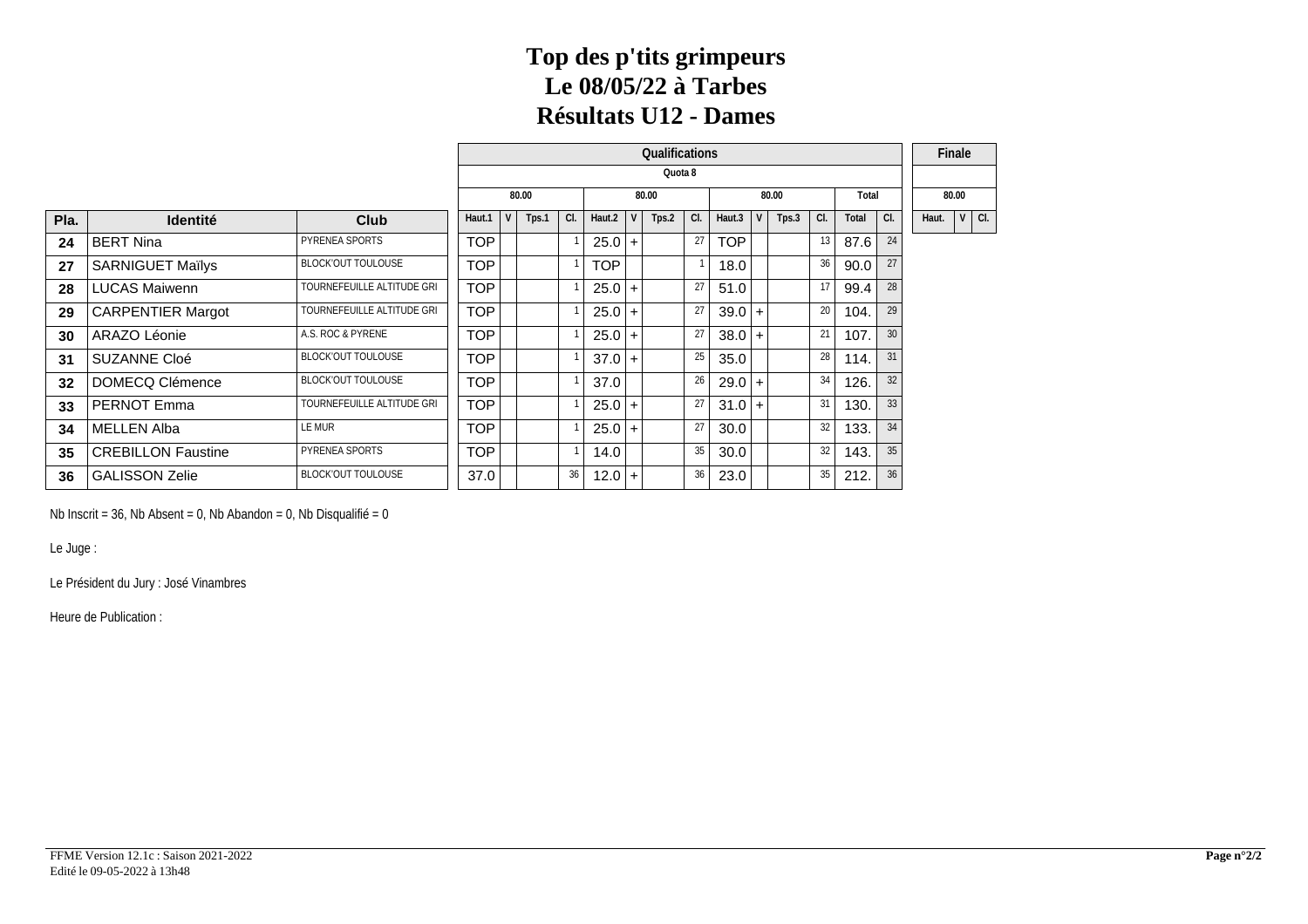# Top des p'tits grimpeurs
# Le 08/05/22 à Tarbes
# Résultats U12 - Dames

| | | | Qualifications | | | | | | | | | | | | | | | Finale | | |
|---|---|---|---|---|---|---|---|---|---|---|---|---|---|---|---|---|---|---|---|---|
| | | | Quota 8 | | | | | | | | | | | | | | | | | |
| | | | 80.00 | | | | 80.00 | | | | 80.00 | | | | Total | | | 80.00 | | |
| Pla. | Identité | Club | Haut.1 | V | Tps.1 | Cl. | Haut.2 | V | Tps.2 | Cl. | Haut.3 | V | Tps.3 | Cl. | Total | Cl. | | Haut. | V | Cl. |
| 24 | BERT Nina | PYRENEA SPORTS | TOP | | | 1 | 25.0 | + | | 27 | TOP | | | 13 | 87.6 | 24 | | | | |
| 27 | SARNIGUET Maïlys | BLOCK'OUT TOULOUSE | TOP | | | 1 | TOP | | | 1 | 18.0 | | | 36 | 90.0 | 27 | | | | |
| 28 | LUCAS Maiwenn | TOURNEFEUILLE ALTITUDE GRI | TOP | | | 1 | 25.0 | + | | 27 | 51.0 | | | 17 | 99.4 | 28 | | | | |
| 29 | CARPENTIER Margot | TOURNEFEUILLE ALTITUDE GRI | TOP | | | 1 | 25.0 | + | | 27 | 39.0 | + | | 20 | 104. | 29 | | | | |
| 30 | ARAZO Léonie | A.S. ROC & PYRENE | TOP | | | 1 | 25.0 | + | | 27 | 38.0 | + | | 21 | 107. | 30 | | | | |
| 31 | SUZANNE Cloé | BLOCK'OUT TOULOUSE | TOP | | | 1 | 37.0 | + | | 25 | 35.0 | | | 28 | 114. | 31 | | | | |
| 32 | DOMECQ Clémence | BLOCK'OUT TOULOUSE | TOP | | | 1 | 37.0 | | | 26 | 29.0 | + | | 34 | 126. | 32 | | | | |
| 33 | PERNOT Emma | TOURNEFEUILLE ALTITUDE GRI | TOP | | | 1 | 25.0 | + | | 27 | 31.0 | + | | 31 | 130. | 33 | | | | |
| 34 | MELLEN Alba | LE MUR | TOP | | | 1 | 25.0 | + | | 27 | 30.0 | | | 32 | 133. | 34 | | | | |
| 35 | CREBILLON Faustine | PYRENEA SPORTS | TOP | | | 1 | 14.0 | | | 35 | 30.0 | | | 32 | 143. | 35 | | | | |
| 36 | GALISSON Zelie | BLOCK'OUT TOULOUSE | 37.0 | | | 36 | 12.0 | + | | 36 | 23.0 | | | 35 | 212. | 36 | | | | |

Nb Inscrit = 36, Nb Absent = 0, Nb Abandon = 0, Nb Disqualifié = 0

Le Juge :

Le Président du Jury : José Vinambres

Heure de Publication :

FFME Version 12.1c : Saison 2021-2022
Edité le 09-05-2022 à 13h48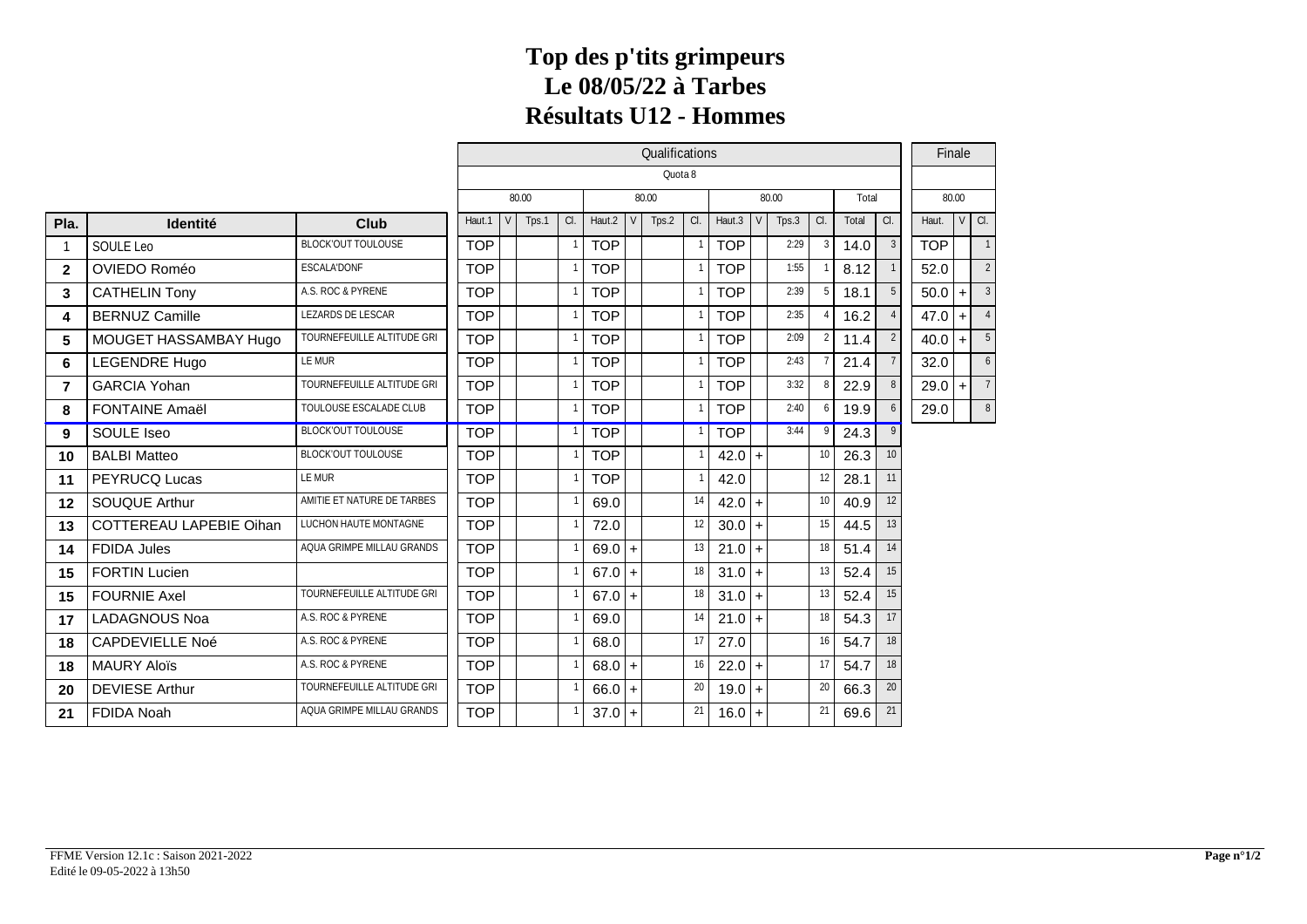# Top des p'tits grimpeurs
# Le 08/05/22 à Tarbes
# Résultats U12 - Hommes

| | | | Qualifications | | | | | | | | | | | | | | | | Finale | | |
|---|---|---|---|---|---|---|---|---|---|---|---|---|---|---|---|---|---|---|---|---|---|
| | | | Quota 8 | | | | | | | | | | | | | | | | | | |
| | | | 80.00 | | | | 80.00 | | | | 80.00 | | | | Total | | | | 80.00 | | |
| **Pla.** | **Identité** | **Club** | Haut.1 | V | Tps.1 | Cl. | Haut.2 | V | Tps.2 | Cl. | Haut.3 | V | Tps.3 | Cl. | Total | Cl. | | | Haut. | V | Cl. |
| 1 | SOULE Leo | BLOCK'OUT TOULOUSE | TOP | | | 1 | TOP | | | 1 | TOP | | 2:29 | 3 | 14.0 | 3 | | | TOP | | 1 |
| 2 | OVIEDO Roméo | ESCALA'DONF | TOP | | | 1 | TOP | | | 1 | TOP | | 1:55 | 1 | 8.12 | 1 | | | 52.0 | | 2 |
| 3 | CATHELIN Tony | A.S. ROC & PYRENE | TOP | | | 1 | TOP | | | 1 | TOP | | 2:39 | 5 | 18.1 | 5 | | | 50.0 | + | 3 |
| 4 | BERNUZ Camille | LEZARDS DE LESCAR | TOP | | | 1 | TOP | | | 1 | TOP | | 2:35 | 4 | 16.2 | 4 | | | 47.0 | + | 4 |
| 5 | MOUGET HASSAMBAY Hugo | TOURNEFEUILLE ALTITUDE GRI | TOP | | | 1 | TOP | | | 1 | TOP | | 2:09 | 2 | 11.4 | 2 | | | 40.0 | + | 5 |
| 6 | LEGENDRE Hugo | LE MUR | TOP | | | 1 | TOP | | | 1 | TOP | | 2:43 | 7 | 21.4 | 7 | | | 32.0 | | 6 |
| 7 | GARCIA Yohan | TOURNEFEUILLE ALTITUDE GRI | TOP | | | 1 | TOP | | | 1 | TOP | | 3:32 | 8 | 22.9 | 8 | | | 29.0 | + | 7 |
| 8 | FONTAINE Amaël | TOULOUSE ESCALADE CLUB | TOP | | | 1 | TOP | | | 1 | TOP | | 2:40 | 6 | 19.9 | 6 | | | 29.0 | | 8 |
| 9 | SOULE Iseo | BLOCK'OUT TOULOUSE | TOP | | | 1 | TOP | | | 1 | TOP | | 3:44 | 9 | 24.3 | 9 | | | | | |
| 10 | BALBI Matteo | BLOCK'OUT TOULOUSE | TOP | | | 1 | TOP | | | 1 | 42.0 | + | | 10 | 26.3 | 10 | | | | | |
| 11 | PEYRUCQ Lucas | LE MUR | TOP | | | 1 | TOP | | | 1 | 42.0 | | | 12 | 28.1 | 11 | | | | | |
| 12 | SOUQUE Arthur | AMITIE ET NATURE DE TARBES | TOP | | | 1 | 69.0 | | | 14 | 42.0 | + | | 10 | 40.9 | 12 | | | | | |
| 13 | COTTEREAU LAPEBIE Oihan | LUCHON HAUTE MONTAGNE | TOP | | | 1 | 72.0 | | | 12 | 30.0 | + | | 15 | 44.5 | 13 | | | | | |
| 14 | FDIDA Jules | AQUA GRIMPE MILLAU GRANDS | TOP | | | 1 | 69.0 | + | | 13 | 21.0 | + | | 18 | 51.4 | 14 | | | | | |
| 15 | FORTIN Lucien | | TOP | | | 1 | 67.0 | + | | 18 | 31.0 | + | | 13 | 52.4 | 15 | | | | | |
| 15 | FOURNIE Axel | TOURNEFEUILLE ALTITUDE GRI | TOP | | | 1 | 67.0 | + | | 18 | 31.0 | + | | 13 | 52.4 | 15 | | | | | |
| 17 | LADAGNOUS Noa | A.S. ROC & PYRENE | TOP | | | 1 | 69.0 | | | 14 | 21.0 | + | | 18 | 54.3 | 17 | | | | | |
| 18 | CAPDEVIELLE Noé | A.S. ROC & PYRENE | TOP | | | 1 | 68.0 | | | 17 | 27.0 | | | 16 | 54.7 | 18 | | | | | |
| 18 | MAURY Aloïs | A.S. ROC & PYRENE | TOP | | | 1 | 68.0 | + | | 16 | 22.0 | + | | 17 | 54.7 | 18 | | | | | |
| 20 | DEVIESE Arthur | TOURNEFEUILLE ALTITUDE GRI | TOP | | | 1 | 66.0 | + | | 20 | 19.0 | + | | 20 | 66.3 | 20 | | | | | |
| 21 | FDIDA Noah | AQUA GRIMPE MILLAU GRANDS | TOP | | | 1 | 37.0 | + | | 21 | 16.0 | + | | 21 | 69.6 | 21 | | | | | |

FFME Version 12.1c : Saison 2021-2022
Edité le 09-05-2022 à 13h50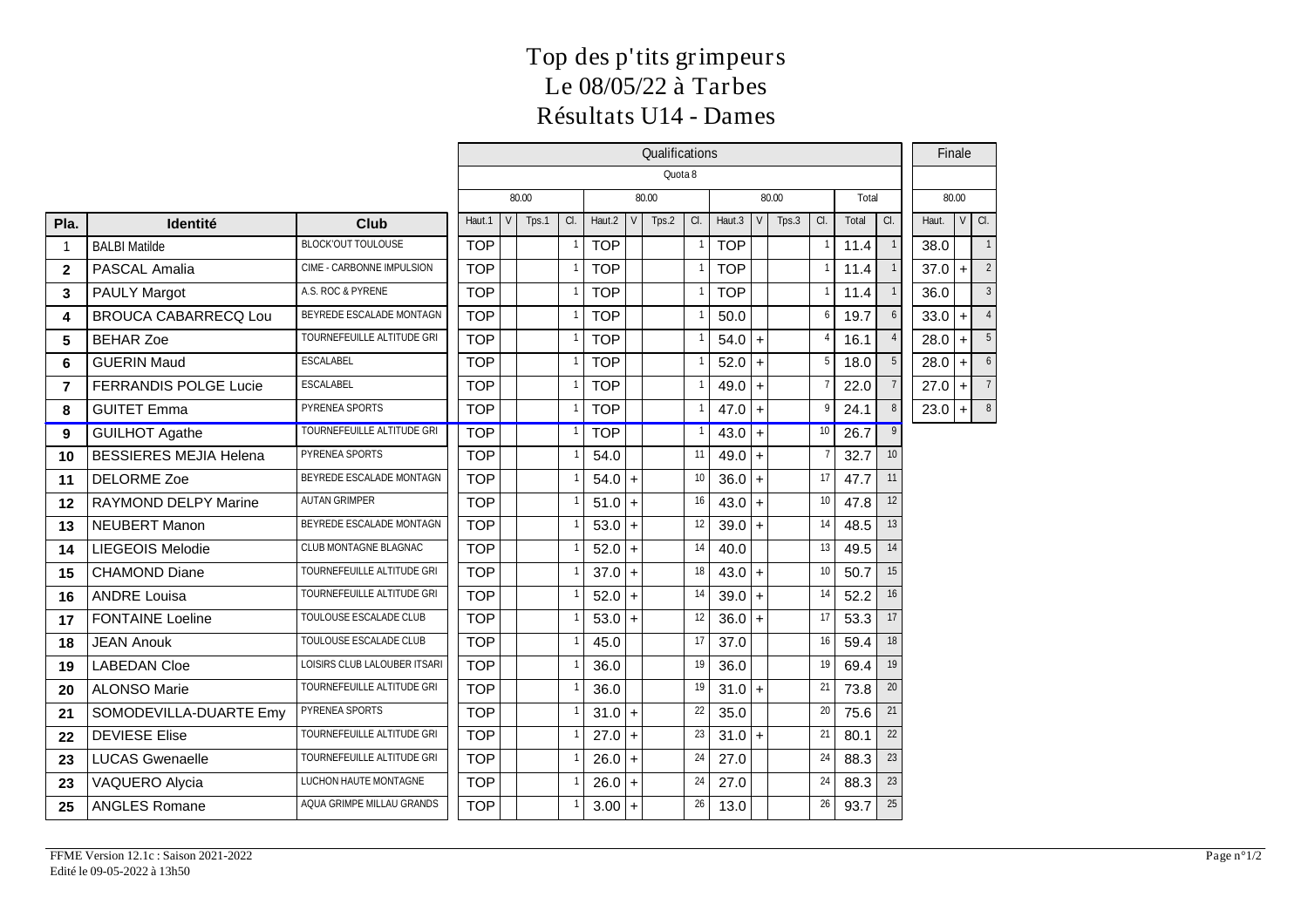# Top des p'tits grimpeurs

## Le 08/05/22 à Tarbes

## Résultats U14 - Dames

| | | | Qualifications | | | | | | | | | | | | | | | | Finale | | |
|---|---|---|---|---|---|---|---|---|---|---|---|---|---|---|---|---|---|---|---|---|---|
| | | | Quota 8 | | | | | | | | | | | | | | | | | | |
| | | | 80.00 | | | | 80.00 | | | | 80.00 | | | | Total | | | | 80.00 | | |
| Pla. | Identité | Club | Haut.1 | V | Tps.1 | Cl. | Haut.2 | V | Tps.2 | Cl. | Haut.3 | V | Tps.3 | Cl. | Total | Cl. | | Haut. | V | Cl. | |
| 1 | BALBI Matilde | BLOCK'OUT TOULOUSE | TOP | | | 1 | TOP | | | 1 | TOP | | | 1 | 11.4 | 1 | | 38.0 | | 1 | |
| 2 | PASCAL Amalia | CIME - CARBONNE IMPULSION | TOP | | | 1 | TOP | | | 1 | TOP | | | 1 | 11.4 | 1 | | 37.0 | + | 2 | |
| 3 | PAULY Margot | A.S. ROC & PYRENE | TOP | | | 1 | TOP | | | 1 | TOP | | | 1 | 11.4 | 1 | | 36.0 | | 3 | |
| 4 | BROUCA CABARRECQ Lou | BEYREDE ESCALADE MONTAGN | TOP | | | 1 | TOP | | | 1 | 50.0 | | | 6 | 19.7 | 6 | | 33.0 | + | 4 | |
| 5 | BEHAR Zoe | TOURNEFEUILLE ALTITUDE GRI | TOP | | | 1 | TOP | | | 1 | 54.0 | + | | 4 | 16.1 | 4 | | 28.0 | + | 5 | |
| 6 | GUERIN Maud | ESCALABEL | TOP | | | 1 | TOP | | | 1 | 52.0 | + | | 5 | 18.0 | 5 | | 28.0 | + | 6 | |
| 7 | FERRANDIS POLGE Lucie | ESCALABEL | TOP | | | 1 | TOP | | | 1 | 49.0 | + | | 7 | 22.0 | 7 | | 27.0 | + | 7 | |
| 8 | GUITET Emma | PYRENEA SPORTS | TOP | | | 1 | TOP | | | 1 | 47.0 | + | | 9 | 24.1 | 8 | | 23.0 | + | 8 | |
| 9 | GUILHOT Agathe | TOURNEFEUILLE ALTITUDE GRI | TOP | | | 1 | TOP | | | 1 | 43.0 | + | | 10 | 26.7 | 9 | | | | | |
| 10 | BESSIERES MEJIA Helena | PYRENEA SPORTS | TOP | | | 1 | 54.0 | | | 11 | 49.0 | + | | 7 | 32.7 | 10 | | | | | |
| 11 | DELORME Zoe | BEYREDE ESCALADE MONTAGN | TOP | | | 1 | 54.0 | + | | 10 | 36.0 | + | | 17 | 47.7 | 11 | | | | | |
| 12 | RAYMOND DELPY Marine | AUTAN GRIMPER | TOP | | | 1 | 51.0 | + | | 16 | 43.0 | + | | 10 | 47.8 | 12 | | | | | |
| 13 | NEUBERT Manon | BEYREDE ESCALADE MONTAGN | TOP | | | 1 | 53.0 | + | | 12 | 39.0 | + | | 14 | 48.5 | 13 | | | | | |
| 14 | LIEGEOIS Melodie | CLUB MONTAGNE BLAGNAC | TOP | | | 1 | 52.0 | + | | 14 | 40.0 | | | 13 | 49.5 | 14 | | | | | |
| 15 | CHAMOND Diane | TOURNEFEUILLE ALTITUDE GRI | TOP | | | 1 | 37.0 | + | | 18 | 43.0 | + | | 10 | 50.7 | 15 | | | | | |
| 16 | ANDRE Louisa | TOURNEFEUILLE ALTITUDE GRI | TOP | | | 1 | 52.0 | + | | 14 | 39.0 | + | | 14 | 52.2 | 16 | | | | | |
| 17 | FONTAINE Loeline | TOULOUSE ESCALADE CLUB | TOP | | | 1 | 53.0 | + | | 12 | 36.0 | + | | 17 | 53.3 | 17 | | | | | |
| 18 | JEAN Anouk | TOULOUSE ESCALADE CLUB | TOP | | | 1 | 45.0 | | | 17 | 37.0 | | | 16 | 59.4 | 18 | | | | | |
| 19 | LABEDAN Cloe | LOISIRS CLUB LALOUBER ITSARI | TOP | | | 1 | 36.0 | | | 19 | 36.0 | | | 19 | 69.4 | 19 | | | | | |
| 20 | ALONSO Marie | TOURNEFEUILLE ALTITUDE GRI | TOP | | | 1 | 36.0 | | | 19 | 31.0 | + | | 21 | 73.8 | 20 | | | | | |
| 21 | SOMODEVILLA-DUARTE Emy | PYRENEA SPORTS | TOP | | | 1 | 31.0 | + | | 22 | 35.0 | | | 20 | 75.6 | 21 | | | | | |
| 22 | DEVIESE Elise | TOURNEFEUILLE ALTITUDE GRI | TOP | | | 1 | 27.0 | + | | 23 | 31.0 | + | | 21 | 80.1 | 22 | | | | | |
| 23 | LUCAS Gwenaelle | TOURNEFEUILLE ALTITUDE GRI | TOP | | | 1 | 26.0 | + | | 24 | 27.0 | | | 24 | 88.3 | 23 | | | | | |
| 23 | VAQUERO Alycia | LUCHON HAUTE MONTAGNE | TOP | | | 1 | 26.0 | + | | 24 | 27.0 | | | 24 | 88.3 | 23 | | | | | |
| 25 | ANGLES Romane | AQUA GRIMPE MILLAU GRANDS | TOP | | | 1 | 3.00 | + | | 26 | 13.0 | | | 26 | 93.7 | 25 | | | | | |

FFME Version 12.1c : Saison 2021-2022
Edité le 09-05-2022 à 13h50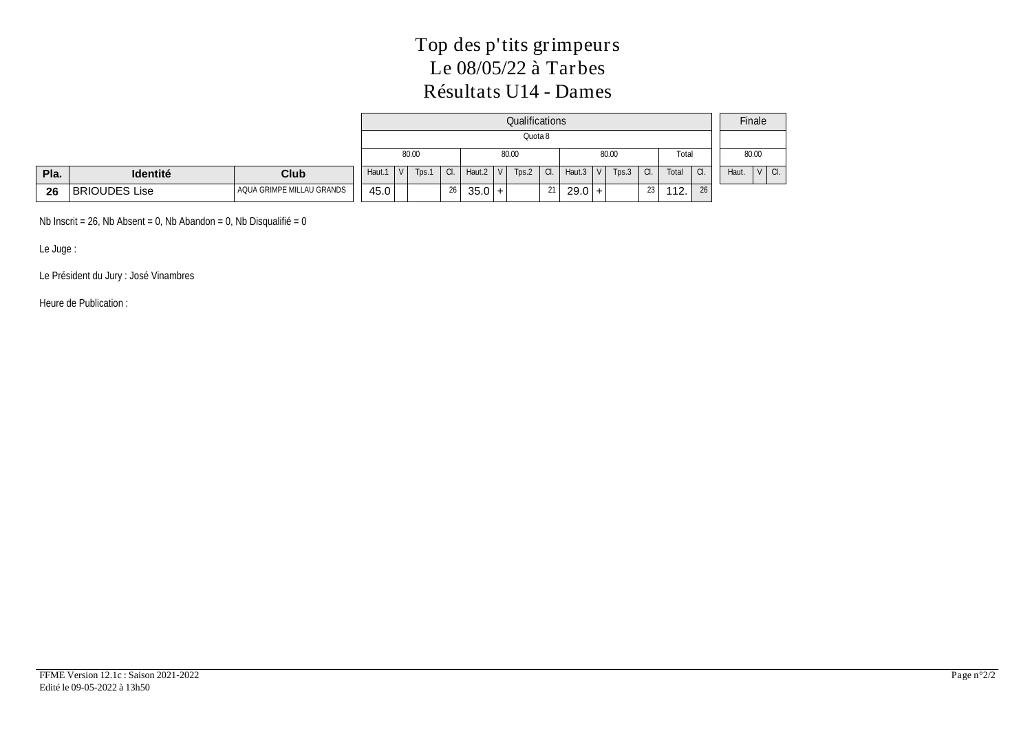# Top des p'tits grimpeurs
# Le 08/05/22 à Tarbes
# Résultats U14 - Dames

| | | | Qualifications | | | | | | | | | | | | | | Finale | | |
|---|---|---|---|---|---|---|---|---|---|---|---|---|---|---|---|---|---|---|---|
| | | | Quota 8 | | | | | | | | | | | | | | | | |
| | | | 80.00 | | | | 80.00 | | | | 80.00 | | | | Total | | 80.00 | | |
| **Pla.** | **Identité** | **Club** | Haut.1 | V | Tps.1 | Cl. | Haut.2 | V | Tps.2 | Cl. | Haut.3 | V | Tps.3 | Cl. | Total | Cl. | Haut. | V | Cl. |
| **26** | BRIOUDES Lise | AQUA GRIMPE MILLAU GRANDS | 45.0 | | | 26 | 35.0 | + | | 21 | 29.0 | + | | 23 | 112. | 26 | | | |

Nb Inscrit = 26, Nb Absent = 0, Nb Abandon = 0, Nb Disqualifié = 0

Le Juge :

Le Président du Jury : José Vinambres

Heure de Publication :

FFME Version 12.1c : Saison 2021-2022
Edité le 09-05-2022 à 13h50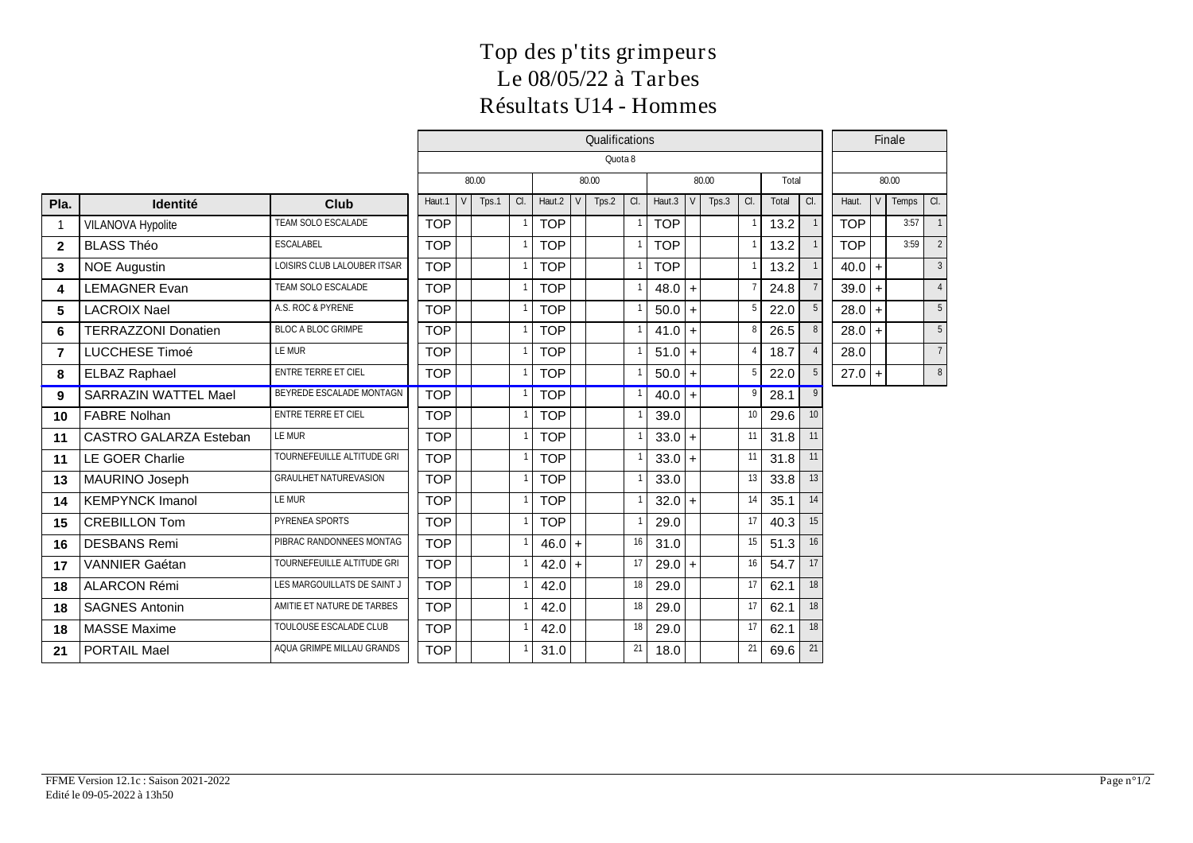# Top des p'tits grimpeurs
# Le 08/05/22 à Tarbes
# Résultats U14 - Hommes

| | | | Qualifications | | | | | | | | | | | | | | | Finale | | | |
|---|---|---|---|---|---|---|---|---|---|---|---|---|---|---|---|---|---|---|---|---|---|
| | | | Quota 8 | | | | | | | | | | | | | | | | | | |
| | | | 80.00 | | | | 80.00 | | | | 80.00 | | | | Total | | | 80.00 | | | |
| Pla. | Identité | Club | Haut.1 | V | Tps.1 | Cl. | Haut.2 | V | Tps.2 | Cl. | Haut.3 | V | Tps.3 | Cl. | Total | Cl. | | Haut. | V | Temps | Cl. |
| 1 | VILANOVA Hypolite | TEAM SOLO ESCALADE | TOP | | | 1 | TOP | | | 1 | TOP | | | 1 | 13.2 | 1 | | TOP | | 3:57 | 1 |
| 2 | BLASS Théo | ESCALABEL | TOP | | | 1 | TOP | | | 1 | TOP | | | 1 | 13.2 | 1 | | TOP | | 3:59 | 2 |
| 3 | NOE Augustin | LOISIRS CLUB LALOUBER ITSAR | TOP | | | 1 | TOP | | | 1 | TOP | | | 1 | 13.2 | 1 | | 40.0 | + | | 3 |
| 4 | LEMAGNER Evan | TEAM SOLO ESCALADE | TOP | | | 1 | TOP | | | 1 | 48.0 | + | | 7 | 24.8 | 7 | | 39.0 | + | | 4 |
| 5 | LACROIX Nael | A.S. ROC & PYRENE | TOP | | | 1 | TOP | | | 1 | 50.0 | + | | 5 | 22.0 | 5 | | 28.0 | + | | 5 |
| 6 | TERRAZZONI Donatien | BLOC A BLOC GRIMPE | TOP | | | 1 | TOP | | | 1 | 41.0 | + | | 8 | 26.5 | 8 | | 28.0 | + | | 5 |
| 7 | LUCCHESE Timoé | LE MUR | TOP | | | 1 | TOP | | | 1 | 51.0 | + | | 4 | 18.7 | 4 | | 28.0 | | | 7 |
| 8 | ELBAZ Raphael | ENTRE TERRE ET CIEL | TOP | | | 1 | TOP | | | 1 | 50.0 | + | | 5 | 22.0 | 5 | | 27.0 | + | | 8 |
| 9 | SARRAZIN WATTEL Mael | BEYREDE ESCALADE MONTAGN | TOP | | | 1 | TOP | | | 1 | 40.0 | + | | 9 | 28.1 | 9 | | | | | |
| 10 | FABRE Nolhan | ENTRE TERRE ET CIEL | TOP | | | 1 | TOP | | | 1 | 39.0 | | | 10 | 29.6 | 10 | | | | | |
| 11 | CASTRO GALARZA Esteban | LE MUR | TOP | | | 1 | TOP | | | 1 | 33.0 | + | | 11 | 31.8 | 11 | | | | | |
| 11 | LE GOER Charlie | TOURNEFEUILLE ALTITUDE GRI | TOP | | | 1 | TOP | | | 1 | 33.0 | + | | 11 | 31.8 | 11 | | | | | |
| 13 | MAURINO Joseph | GRAULHET NATUREVASION | TOP | | | 1 | TOP | | | 1 | 33.0 | | | 13 | 33.8 | 13 | | | | | |
| 14 | KEMPYNCK Imanol | LE MUR | TOP | | | 1 | TOP | | | 1 | 32.0 | + | | 14 | 35.1 | 14 | | | | | |
| 15 | CREBILLON Tom | PYRENEA SPORTS | TOP | | | 1 | TOP | | | 1 | 29.0 | | | 17 | 40.3 | 15 | | | | | |
| 16 | DESBANS Remi | PIBRAC RANDONNEES MONTAG | TOP | | | 1 | 46.0 | + | | 16 | 31.0 | | | 15 | 51.3 | 16 | | | | | |
| 17 | VANNIER Gaétan | TOURNEFEUILLE ALTITUDE GRI | TOP | | | 1 | 42.0 | + | | 17 | 29.0 | + | | 16 | 54.7 | 17 | | | | | |
| 18 | ALARCON Rémi | LES MARGOUILLATS DE SAINT J | TOP | | | 1 | 42.0 | | | 18 | 29.0 | | | 17 | 62.1 | 18 | | | | | |
| 18 | SAGNES Antonin | AMITIE ET NATURE DE TARBES | TOP | | | 1 | 42.0 | | | 18 | 29.0 | | | 17 | 62.1 | 18 | | | | | |
| 18 | MASSE Maxime | TOULOUSE ESCALADE CLUB | TOP | | | 1 | 42.0 | | | 18 | 29.0 | | | 17 | 62.1 | 18 | | | | | |
| 21 | PORTAIL Mael | AQUA GRIMPE MILLAU GRANDS | TOP | | | 1 | 31.0 | | | 21 | 18.0 | | | 21 | 69.6 | 21 | | | | | |

FFME Version 12.1c : Saison 2021-2022
Edité le 09-05-2022 à 13h50